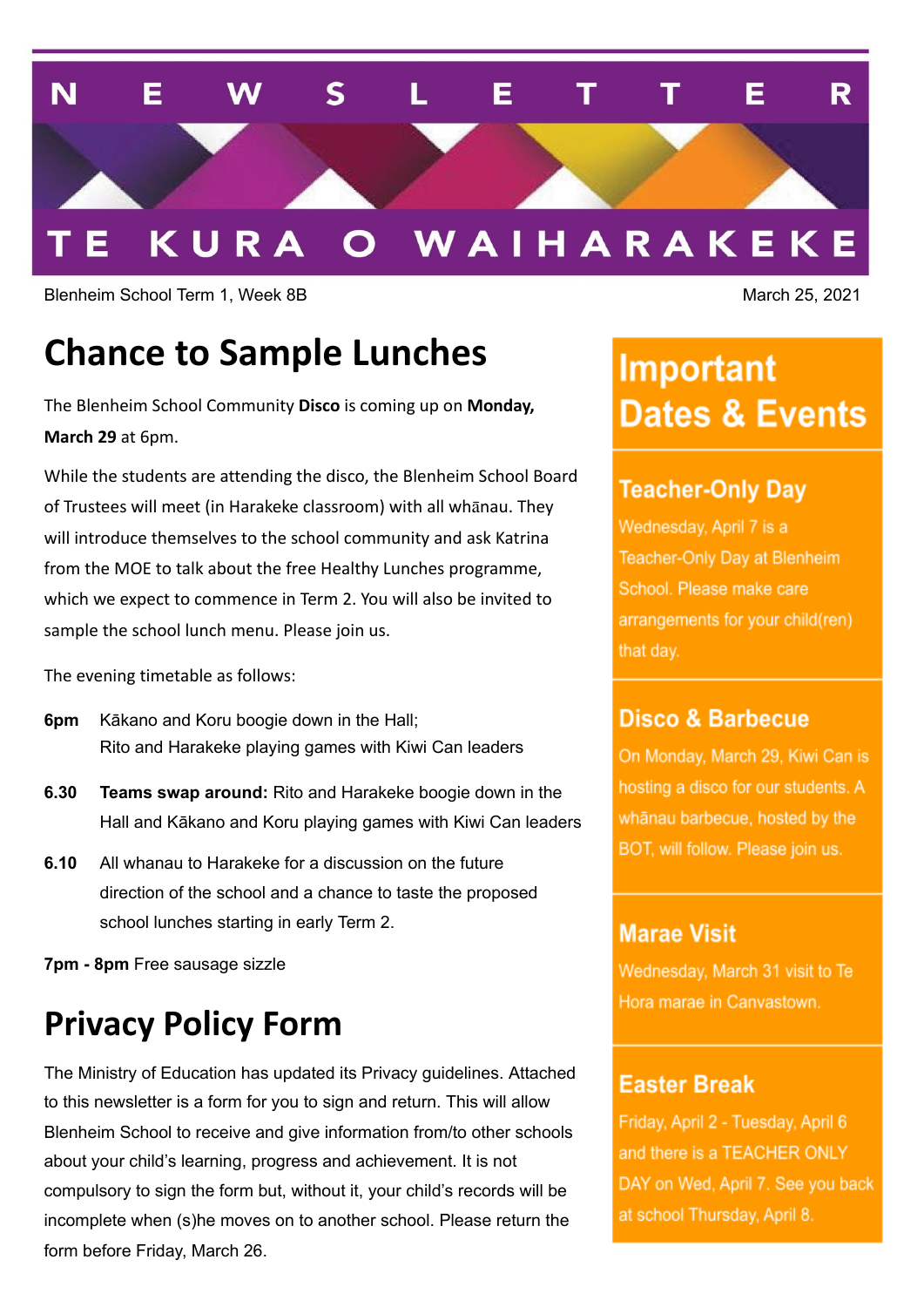# NEWSLETTER

## TE KURA O WAIHARAKEKE

Blenheim School Term 1, Week 8B

March 25, 2021

## Chance to Sample Lunches

The Blenheim School Community **Disco** is coming up on **Monday, March 29** at 6pm.

While the students are attending the disco, the Blenheim School Board of Trustees will meet (in Harakeke classroom) with all whānau. They will introduce themselves to the school community and ask Katrina from the MOE to talk about the free Healthy Lunches programme, which we expect to commence in Term 2. You will also be invited to sample the school lunch menu. Please join us.

The evening timetable as follows:

**6pm** Kākano and Koru boogie down in the Hall;
Rito and Harakeke playing games with Kiwi Can leaders

**6.30** **Teams swap around:** Rito and Harakeke boogie down in the Hall and Kākano and Koru playing games with Kiwi Can leaders

**6.10** All whanau to Harakeke for a discussion on the future direction of the school and a chance to taste the proposed school lunches starting in early Term 2.

**7pm - 8pm** Free sausage sizzle

## Privacy Policy Form

The Ministry of Education has updated its Privacy guidelines. Attached to this newsletter is a form for you to sign and return. This will allow Blenheim School to receive and give information from/to other schools about your child's learning, progress and achievement. It is not compulsory to sign the form but, without it, your child's records will be incomplete when (s)he moves on to another school. Please return the form before Friday, March 26.

## Important Dates & Events

### Teacher-Only Day

Wednesday, April 7 is a Teacher-Only Day at Blenheim School. Please make care arrangements for your child(ren) that day.

### Disco & Barbecue

On Monday, March 29, Kiwi Can is hosting a disco for our students. A whānau barbecue, hosted by the BOT, will follow. Please join us.

### Marae Visit

Wednesday, March 31 visit to Te Hora marae in Canvastown.

### Easter Break

Friday, April 2 - Tuesday, April 6 and there is a TEACHER ONLY DAY on Wed, April 7. See you back at school Thursday, April 8.